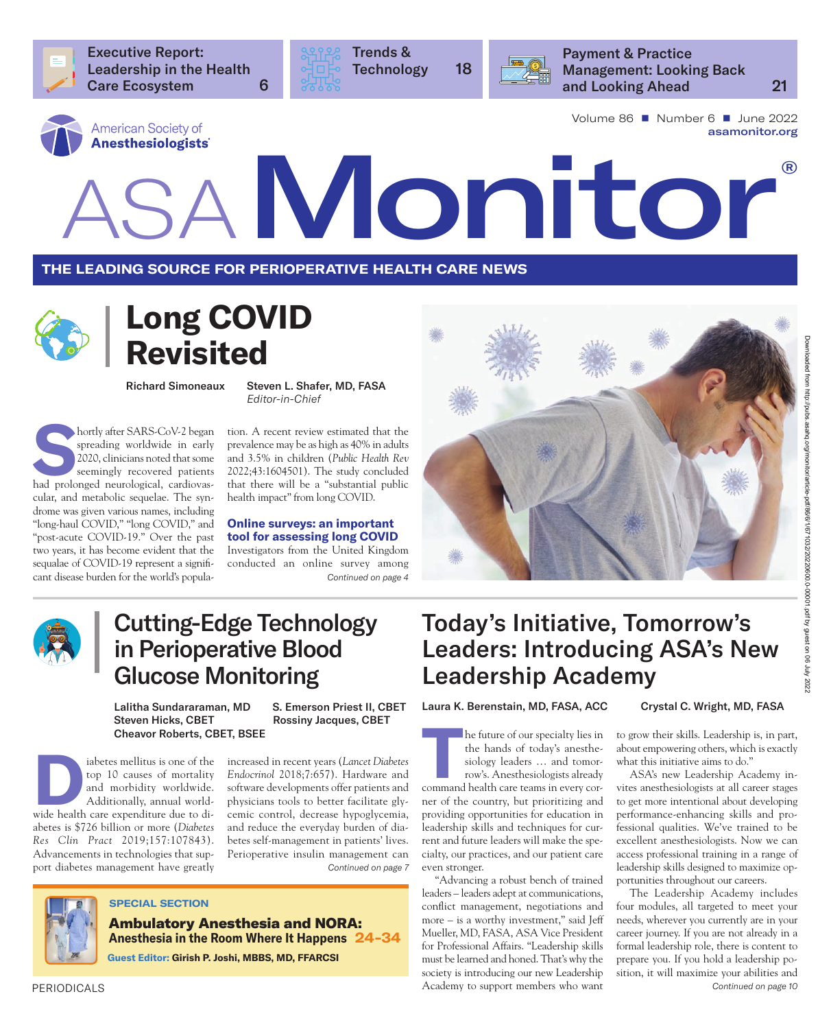Executive Report: Leadership in the Health Care Ecosystem 6

Trends & Technology 18

Payment & Practice Management: Looking Back and Looking Ahead 21

American Society of Anesthesiologists

Volume 86 ■ Number 6 ■ June 2022
asamonitor.org

# ASA Monitor®

**THE LEADING SOURCE FOR PERIOPERATIVE HEALTH CARE NEWS**

## Long COVID Revisited

**Richard Simoneaux**

**Steven L. Shafer, MD, FASA**
*Editor-in-Chief*

Shortly after SARS-CoV-2 began spreading worldwide in early 2020, clinicians noted that some seemingly recovered patients had prolonged neurological, cardiovascular, and metabolic sequelae. The syndrome was given various names, including "long-haul COVID," "long COVID," and "post-acute COVID-19." Over the past two years, it has become evident that the sequalae of COVID-19 represent a significant disease burden for the world's population. A recent review estimated that the prevalence may be as high as 40% in adults and 3.5% in children (*Public Health Rev* 2022;43:1604501). The study concluded that there will be a "substantial public health impact" from long COVID.

### Online surveys: an important tool for assessing long COVID

Investigators from the United Kingdom conducted an online survey among

*Continued on page 4*

## Cutting-Edge Technology in Perioperative Blood Glucose Monitoring

**Lalitha Sundararaman, MD**
**Steven Hicks, CBET**
**Cheavor Roberts, CBET, BSEE**
**S. Emerson Priest II, CBET**
**Rossiny Jacques, CBET**

Diabetes mellitus is one of the top 10 causes of mortality and morbidity worldwide. Additionally, annual worldwide health care expenditure due to diabetes is $726 billion or more (*Diabetes Res Clin Pract* 2019;157:107843). Advancements in technologies that support diabetes management have greatly increased in recent years (*Lancet Diabetes Endocrinol* 2018;7:657). Hardware and software developments offer patients and physicians tools to better facilitate glycemic control, decrease hypoglycemia, and reduce the everyday burden of diabetes self-management in patients' lives. Perioperative insulin management can

*Continued on page 7*

**SPECIAL SECTION**

**Ambulatory Anesthesia and NORA:**
**Anesthesia in the Room Where It Happens 24-34**

**Guest Editor: Girish P. Joshi, MBBS, MD, FFARCSI**

## Today's Initiative, Tomorrow's Leaders: Introducing ASA's New Leadership Academy

**Laura K. Berenstain, MD, FASA, ACC**

**Crystal C. Wright, MD, FASA**

The future of our specialty lies in the hands of today's anesthesiology leaders … and tomorrow's. Anesthesiologists already command health care teams in every corner of the country, but prioritizing and providing opportunities for education in leadership skills and techniques for current and future leaders will make the specialty, our practices, and our patient care even stronger.

"Advancing a robust bench of trained leaders – leaders adept at communications, conflict management, negotiations and more – is a worthy investment," said Jeff Mueller, MD, FASA, ASA Vice President for Professional Affairs. "Leadership skills must be learned and honed. That's why the society is introducing our new Leadership Academy to support members who want to grow their skills. Leadership is, in part, about empowering others, which is exactly what this initiative aims to do."

ASA's new Leadership Academy invites anesthesiologists at all career stages to get more intentional about developing performance-enhancing skills and professional qualities. We've trained to be excellent anesthesiologists. Now we can access professional training in a range of leadership skills designed to maximize opportunities throughout our careers.

The Leadership Academy includes four modules, all targeted to meet your needs, wherever you currently are in your career journey. If you are not already in a formal leadership role, there is content to prepare you. If you hold a leadership position, it will maximize your abilities and

*Continued on page 10*

PERIODICALS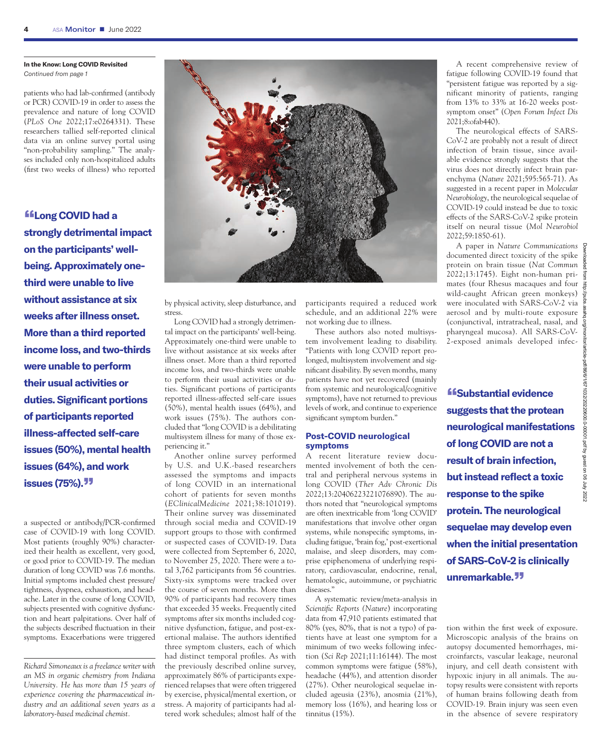**In the Know: Long COVID Revisited**
*Continued from page 1*

patients who had lab-confirmed (antibody or PCR) COVID-19 in order to assess the prevalence and nature of long COVID (*PLoS One* 2022;17:e0264331). These researchers tallied self-reported clinical data via an online survey portal using "non-probability sampling." The analyses included only non-hospitalized adults (first two weeks of illness) who reported a suspected or antibody/PCR-confirmed case of COVID-19 with long COVID. Most patients (roughly 90%) characterized their health as excellent, very good, or good prior to COVID-19. The median duration of long COVID was 7.6 months. Initial symptoms included chest pressure/tightness, dyspnea, exhaustion, and headache. Later in the course of long COVID, subjects presented with cognitive dysfunction and heart palpitations. Over half of the subjects described fluctuation in their symptoms. Exacerbations were triggered by physical activity, sleep disturbance, and stress.

> **"Long COVID had a strongly detrimental impact on the participants' well-being. Approximately one-third were unable to live without assistance at six weeks after illness onset. More than a third reported income loss, and two-thirds were unable to perform their usual activities or duties. Significant portions of participants reported illness-affected self-care issues (50%), mental health issues (64%), and work issues (75%)."**

Long COVID had a strongly detrimental impact on the participants' well-being. Approximately one-third were unable to live without assistance at six weeks after illness onset. More than a third reported income loss, and two-thirds were unable to perform their usual activities or duties. Significant portions of participants reported illness-affected self-care issues (50%), mental health issues (64%), and work issues (75%). The authors concluded that "long COVID is a debilitating multisystem illness for many of those experiencing it."

Another online survey performed by U.S. and U.K.-based researchers assessed the symptoms and impacts of long COVID in an international cohort of patients for seven months (*EClinicalMedicine* 2021;38:101019). Their online survey was disseminated through social media and COVID-19 support groups to those with confirmed or suspected cases of COVID-19. Data were collected from September 6, 2020, to November 25, 2020. There were a total 3,762 participants from 56 countries. Sixty-six symptoms were tracked over the course of seven months. More than 90% of participants had recovery times that exceeded 35 weeks. Frequently cited symptoms after six months included cognitive dysfunction, fatigue, and post-exertional malaise. The authors identified three symptom clusters, each of which had distinct temporal profiles. As with the previously described online survey, approximately 86% of participants experienced relapses that were often triggered by exercise, physical/mental exertion, or stress. A majority of participants had altered work schedules; almost half of the participants required a reduced work schedule, and an additional 22% were not working due to illness.

These authors also noted multisystem involvement leading to disability. "Patients with long COVID report prolonged, multisystem involvement and significant disability. By seven months, many patients have not yet recovered (mainly from systemic and neurological/cognitive symptoms), have not returned to previous levels of work, and continue to experience significant symptom burden."

## Post-COVID neurological symptoms

A recent literature review documented involvement of both the central and peripheral nervous systems in long COVID (*Ther Adv Chronic Dis* 2022;13:20406223221076890). The authors noted that "neurological symptoms are often inextricable from 'long COVID' manifestations that involve other organ systems, while nonspecific symptoms, including fatigue, 'brain fog,' post-exertional malaise, and sleep disorders, may comprise epiphenomena of underlying respiratory, cardiovascular, endocrine, renal, hematologic, autoimmune, or psychiatric diseases."

A systematic review/meta-analysis in *Scientific Reports* (*Nature*) incorporating data from 47,910 patients estimated that 80% (yes, 80%, that is not a typo) of patients have at least one symptom for a minimum of two weeks following infection (*Sci Rep* 2021;11:16144). The most common symptoms were fatigue (58%), headache (44%), and attention disorder (27%). Other neurological sequelae included ageusia (23%), anosmia (21%), memory loss (16%), and hearing loss or tinnitus (15%).

A recent comprehensive review of fatigue following COVID-19 found that "persistent fatigue was reported by a significant minority of patients, ranging from 13% to 33% at 16-20 weeks post-symptom onset" (*Open Forum Infect Dis* 2021;8:ofab440).

The neurological effects of SARS-CoV-2 are probably not a result of direct infection of brain tissue, since available evidence strongly suggests that the virus does not directly infect brain parenchyma (*Nature* 2021;595:565-71). As suggested in a recent paper in *Molecular Neurobiology*, the neurological sequelae of COVID-19 could instead be due to toxic effects of the SARS-CoV-2 spike protein itself on neural tissue (*Mol Neurobiol* 2022;59:1850-61).

A paper in *Nature Communications* documented direct toxicity of the spike protein on brain tissue (*Nat Commun* 2022;13:1745). Eight non-human primates (four Rhesus macaques and four wild-caught African green monkeys) were inoculated with SARS-CoV-2 via aerosol and by multi-route exposure (conjunctival, intratracheal, nasal, and pharyngeal mucosa). All SARS-CoV-2-exposed animals developed infection within the first week of exposure. Microscopic analysis of the brains on autopsy documented hemorrhages, microinfarcts, vascular leakage, neuronal injury, and cell death consistent with hypoxic injury in all animals. The autopsy results were consistent with reports of human brains following death from COVID-19. Brain injury was seen even in the absence of severe respiratory

> **"Substantial evidence suggests that the protean neurological manifestations of long COVID are not a result of brain infection, but instead reflect a toxic response to the spike protein. The neurological sequelae may develop even when the initial presentation of SARS-CoV-2 is clinically unremarkable."**

*Richard Simoneaux is a freelance writer with an MS in organic chemistry from Indiana University. He has more than 15 years of experience covering the pharmaceutical industry and an additional seven years as a laboratory-based medicinal chemist.*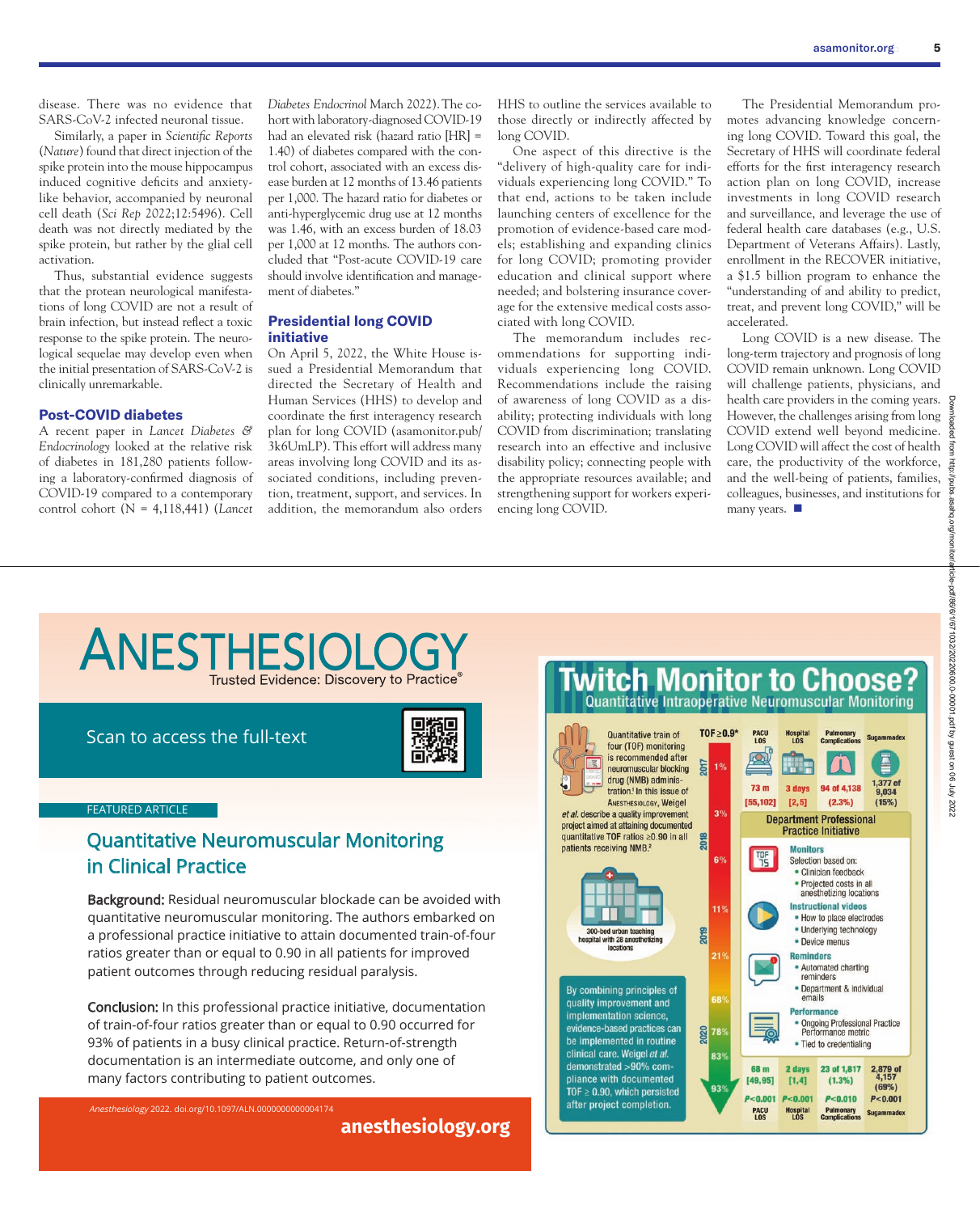disease. There was no evidence that SARS-CoV-2 infected neuronal tissue.

Similarly, a paper in *Scientific Reports* (*Nature*) found that direct injection of the spike protein into the mouse hippocampus induced cognitive deficits and anxiety-like behavior, accompanied by neuronal cell death (*Sci Rep* 2022;12:5496). Cell death was not directly mediated by the spike protein, but rather by the glial cell activation.

Thus, substantial evidence suggests that the protean neurological manifestations of long COVID are not a result of brain infection, but instead reflect a toxic response to the spike protein. The neurological sequelae may develop even when the initial presentation of SARS-CoV-2 is clinically unremarkable.

## Post-COVID diabetes

A recent paper in *Lancet Diabetes & Endocrinology* looked at the relative risk of diabetes in 181,280 patients following a laboratory-confirmed diagnosis of COVID-19 compared to a contemporary control cohort (N = 4,118,441) (*Lancet Diabetes Endocrinol* March 2022). The cohort with laboratory-diagnosed COVID-19 had an elevated risk (hazard ratio [HR] = 1.40) of diabetes compared with the control cohort, associated with an excess disease burden at 12 months of 13.46 patients per 1,000. The hazard ratio for diabetes or anti-hyperglycemic drug use at 12 months was 1.46, with an excess burden of 18.03 per 1,000 at 12 months. The authors concluded that "Post-acute COVID-19 care should involve identification and management of diabetes."

## Presidential long COVID initiative

On April 5, 2022, the White House issued a Presidential Memorandum that directed the Secretary of Health and Human Services (HHS) to develop and coordinate the first interagency research plan for long COVID (asamonitor.pub/3k6UmLP). This effort will address many areas involving long COVID and its associated conditions, including prevention, treatment, support, and services. In addition, the memorandum also orders HHS to outline the services available to those directly or indirectly affected by long COVID.

One aspect of this directive is the "delivery of high-quality care for individuals experiencing long COVID." To that end, actions to be taken include launching centers of excellence for the promotion of evidence-based care models; establishing and expanding clinics for long COVID; promoting provider education and clinical support where needed; and bolstering insurance coverage for the extensive medical costs associated with long COVID.

The memorandum includes recommendations for supporting individuals experiencing long COVID. Recommendations include the raising of awareness of long COVID as a disability; protecting individuals with long COVID from discrimination; translating research into an effective and inclusive disability policy; connecting people with the appropriate resources available; and strengthening support for workers experiencing long COVID.

The Presidential Memorandum promotes advancing knowledge concerning long COVID. Toward this goal, the Secretary of HHS will coordinate federal efforts for the first interagency research action plan on long COVID, increase investments in long COVID research and surveillance, and leverage the use of federal health care databases (e.g., U.S. Department of Veterans Affairs). Lastly, enrollment in the RECOVER initiative, a $1.5 billion program to enhance the "understanding of and ability to predict, treat, and prevent long COVID," will be accelerated.

Long COVID is a new disease. The long-term trajectory and prognosis of long COVID remain unknown. Long COVID will challenge patients, physicians, and health care providers in the coming years. However, the challenges arising from long COVID extend well beyond medicine. Long COVID will affect the cost of health care, the productivity of the workforce, and the well-being of patients, families, colleagues, businesses, and institutions for many years. ■

---

ANESTHESIOLOGY
Trusted Evidence: Discovery to Practice®

Scan to access the full-text

FEATURED ARTICLE

## Quantitative Neuromuscular Monitoring in Clinical Practice

**Background:** Residual neuromuscular blockade can be avoided with quantitative neuromuscular monitoring. The authors embarked on a professional practice initiative to attain documented train-of-four ratios greater than or equal to 0.90 in all patients for improved patient outcomes through reducing residual paralysis.

**Conclusion:** In this professional practice initiative, documentation of train-of-four ratios greater than or equal to 0.90 occurred for 93% of patients in a busy clinical practice. Return-of-strength documentation is an intermediate outcome, and only one of many factors contributing to patient outcomes.

*Anesthesiology* 2022. doi.org/10.1097/ALN.0000000000004174

anesthesiology.org

Twitch Monitor to Choose?
Quantitative Intraoperative Neuromuscular Monitoring

Quantitative train of four (TOF) monitoring is recommended after neuromuscular blocking drug (NMB) administration.[1] In this issue of ANESTHESIOLOGY, Weigel *et al.* describe a quality improvement project aimed at attaining documented quantitative TOF ratios ≥0.90 in all patients receiving NMB.[2]

300-bed urban teaching hospital with 28 anesthetizing locations

By combining principles of quality improvement and implementation science, evidence-based practices can be implemented in routine clinical care. Weigel *et al.* demonstrated >90% compliance with documented TOF ≥ 0.90, which persisted after project completion.

TOF≥0.9*
2017 1%
3%
2018 6%
11%
2019 21%
68%
2020 78%
83%
93%

PACU LOS: 73 m [55,102]
Hospital LOS: 3 days [2,5]
Pulmonary Complications: 94 of 4,138 (2.3%)
Sugammadex: 1,377 of 9,034 (15%)

Department Professional Practice Initiative

Monitors
Selection based on:
- Clinician feedback
- Projected costs in all anesthetizing locations

Instructional videos
- How to place electrodes
- Underlying technology
- Device menus

Reminders
- Automated charting reminders
- Department & individual emails

Performance
- Ongoing Professional Practice Performance metric
- Tied to credentialing

PACU LOS: 68 m [49,95] P<0.001
Hospital LOS: 2 days [1,4] P<0.001
Pulmonary Complications: 23 of 1,817 (1.3%) P<0.010
Sugammadex: 2,879 of 4,157 (69%) P<0.001